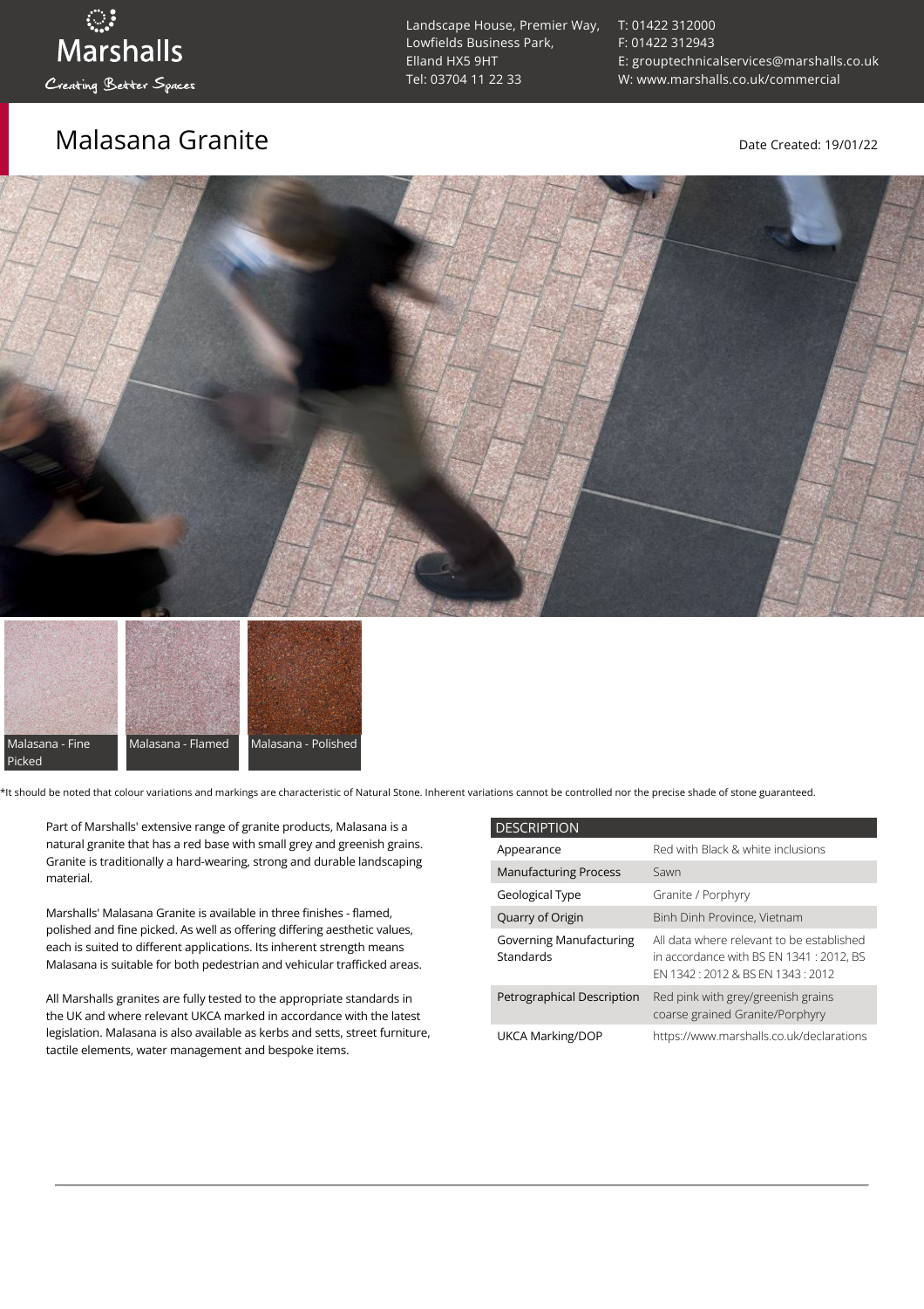Marshalls

Creating Better Spaces

Landscape House, Premier Way,
Lowfields Business Park,
Elland HX5 9HT
Tel: 03704 11 22 33

T: 01422 312000
F: 01422 312943
E: grouptechnicalservices@marshalls.co.uk
W: www.marshalls.co.uk/commercial

# Malasana Granite

Date Created: 19/01/22

Malasana - Fine Picked

Malasana - Flamed

Malasana - Polished

*It should be noted that colour variations and markings are characteristic of Natural Stone. Inherent variations cannot be controlled nor the precise shade of stone guaranteed.

Part of Marshalls' extensive range of granite products, Malasana is a natural granite that has a red base with small grey and greenish grains. Granite is traditionally a hard-wearing, strong and durable landscaping material.

Marshalls' Malasana Granite is available in three finishes - flamed, polished and fine picked. As well as offering differing aesthetic values, each is suited to different applications. Its inherent strength means Malasana is suitable for both pedestrian and vehicular trafficked areas.

All Marshalls granites are fully tested to the appropriate standards in the UK and where relevant UKCA marked in accordance with the latest legislation. Malasana is also available as kerbs and setts, street furniture, tactile elements, water management and bespoke items.

| DESCRIPTION | |
|---|---|
| Appearance | Red with Black & white inclusions |
| Manufacturing Process | Sawn |
| Geological Type | Granite / Porphyry |
| Quarry of Origin | Binh Dinh Province, Vietnam |
| Governing Manufacturing Standards | All data where relevant to be established in accordance with BS EN 1341 : 2012, BS EN 1342 : 2012 & BS EN 1343 : 2012 |
| Petrographical Description | Red pink with grey/greenish grains coarse grained Granite/Porphyry |
| UKCA Marking/DOP | https://www.marshalls.co.uk/declarations |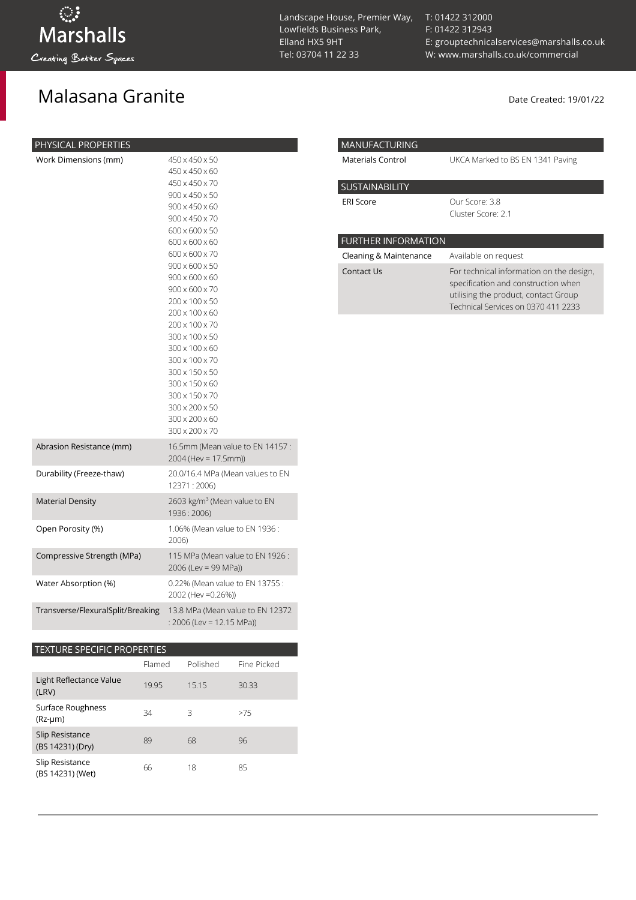# Malasana Granite

Date Created: 19/01/22

| PHYSICAL PROPERTIES | |
|---|---|
| Work Dimensions (mm) | 450 x 450 x 50<br>450 x 450 x 60<br>450 x 450 x 70<br>900 x 450 x 50<br>900 x 450 x 60<br>900 x 450 x 70<br>600 x 600 x 50<br>600 x 600 x 60<br>600 x 600 x 70<br>900 x 600 x 50<br>900 x 600 x 60<br>900 x 600 x 70<br>200 x 100 x 50<br>200 x 100 x 60<br>200 x 100 x 70<br>300 x 100 x 50<br>300 x 100 x 60<br>300 x 100 x 70<br>300 x 150 x 50<br>300 x 150 x 60<br>300 x 150 x 70<br>300 x 200 x 50<br>300 x 200 x 60<br>300 x 200 x 70 |
| Abrasion Resistance (mm) | 16.5mm (Mean value to EN 14157 : 2004 (Hev = 17.5mm)) |
| Durability (Freeze-thaw) | 20.0/16.4 MPa (Mean values to EN 12371 : 2006) |
| Material Density | 2603 kg/m³ (Mean value to EN 1936 : 2006) |
| Open Porosity (%) | 1.06% (Mean value to EN 1936 : 2006) |
| Compressive Strength (MPa) | 115 MPa (Mean value to EN 1926 : 2006 (Lev = 99 MPa)) |
| Water Absorption (%) | 0.22% (Mean value to EN 13755 : 2002 (Hev =0.26%)) |
| Transverse/FlexuralSplit/Breaking | 13.8 MPa (Mean value to EN 12372 : 2006 (Lev = 12.15 MPa)) |

| TEXTURE SPECIFIC PROPERTIES | Flamed | Polished | Fine Picked |
|---|---|---|---|
| Light Reflectance Value (LRV) | 19.95 | 15.15 | 30.33 |
| Surface Roughness (Rz-μm) | 34 | 3 | >75 |
| Slip Resistance (BS 14231) (Dry) | 89 | 68 | 96 |
| Slip Resistance (BS 14231) (Wet) | 66 | 18 | 85 |

| MANUFACTURING | |
|---|---|
| Materials Control | UKCA Marked to BS EN 1341 Paving |

| SUSTAINABILITY | |
|---|---|
| ERI Score | Our Score: 3.8<br>Cluster Score: 2.1 |

| FURTHER INFORMATION | |
|---|---|
| Cleaning & Maintenance | Available on request |
| Contact Us | For technical information on the design, specification and construction when utilising the product, contact Group Technical Services on 0370 411 2233 |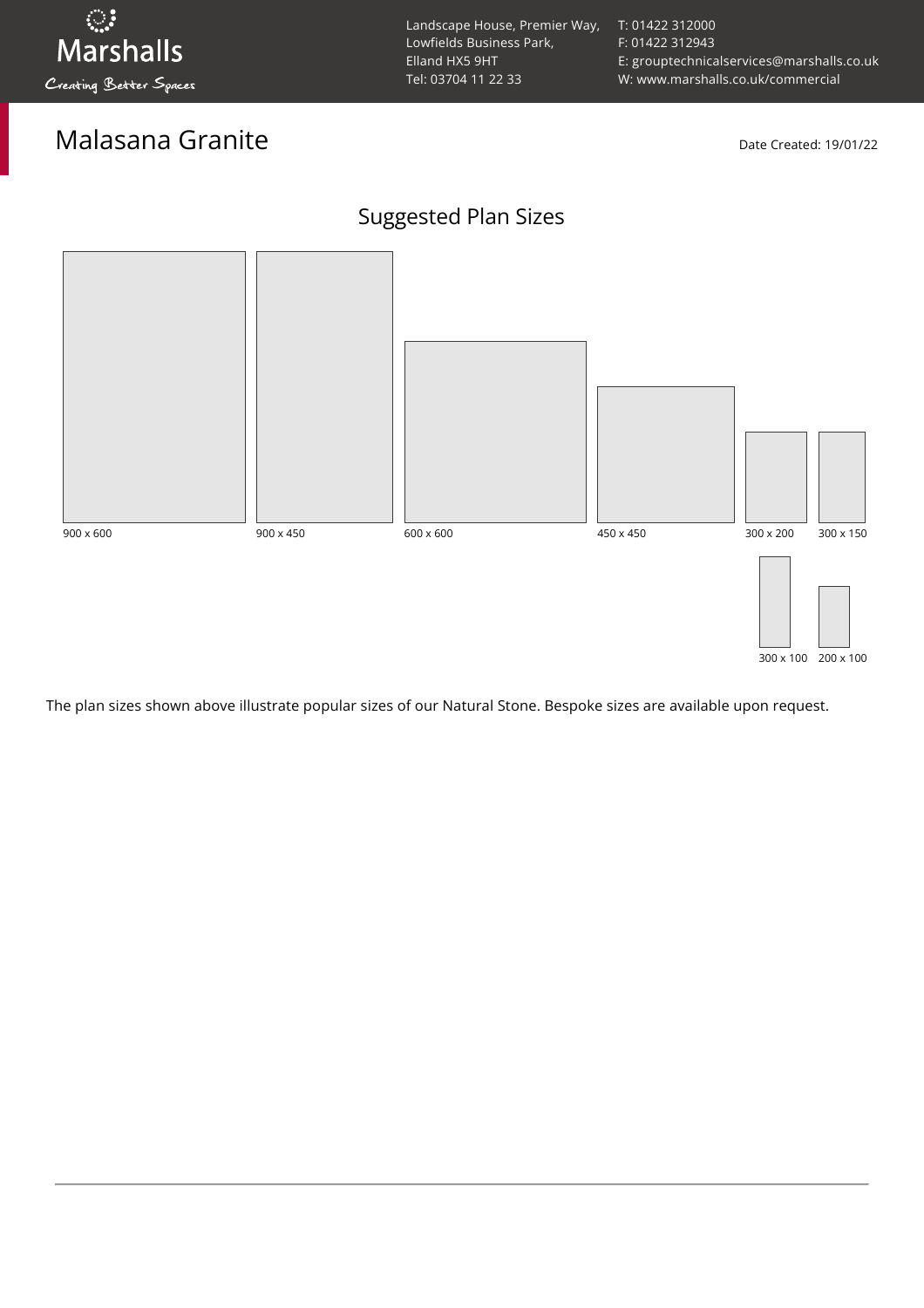# Malasana Granite

Date Created: 19/01/22

## Suggested Plan Sizes

900 x 600

900 x 450

600 x 600

450 x 450

300 x 200

300 x 150

300 x 100

200 x 100

The plan sizes shown above illustrate popular sizes of our Natural Stone. Bespoke sizes are available upon request.